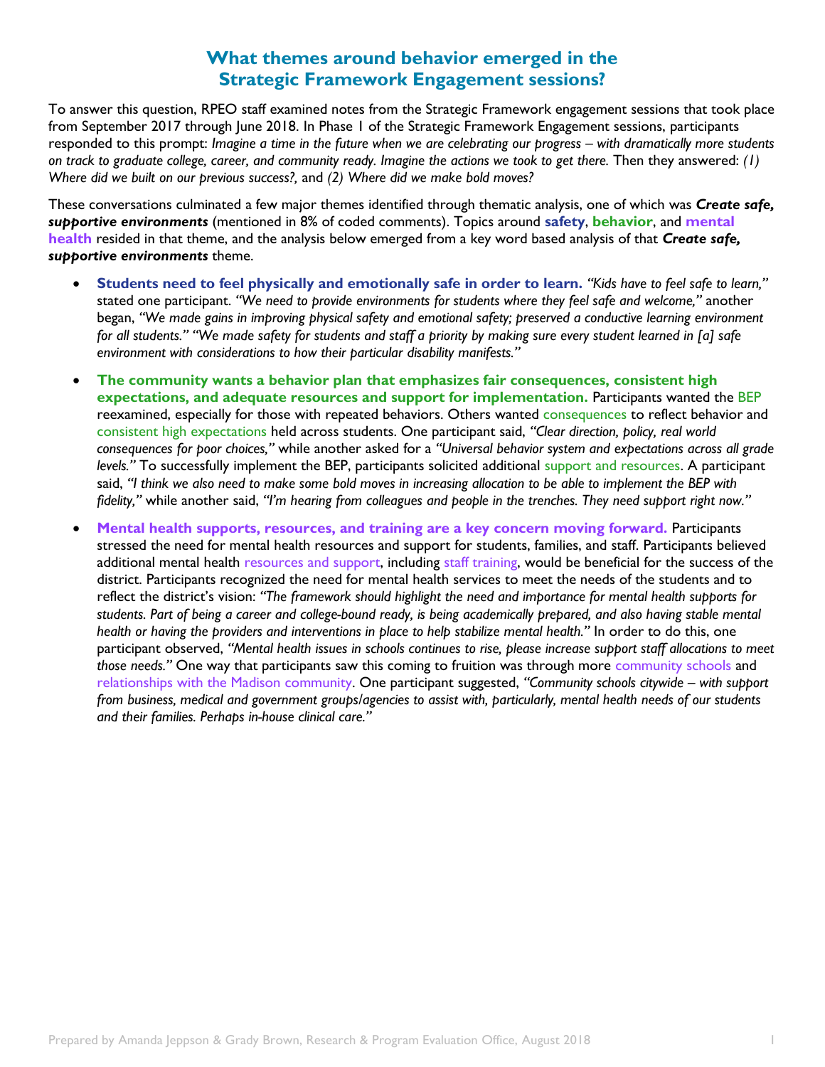# What themes around behavior emerged in the Strategic Framework Engagement sessions?

To answer this question, RPEO staff examined notes from the Strategic Framework engagement sessions that took place from September 2017 through June 2018. In Phase 1 of the Strategic Framework Engagement sessions, participants responded to this prompt: *Imagine a time in the future when we are celebrating our progress – with dramatically more students on track to graduate college, career, and community ready. Imagine the actions we took to get there.* Then they answered: *(1) Where did we built on our previous success?,* and *(2) Where did we make bold moves?*

These conversations culminated a few major themes identified through thematic analysis, one of which was ***Create safe, supportive environments*** (mentioned in 8% of coded comments). Topics around **safety**, **behavior**, and **mental health** resided in that theme, and the analysis below emerged from a key word based analysis of that ***Create safe, supportive environments*** theme.

- **Students need to feel physically and emotionally safe in order to learn.** *"Kids have to feel safe to learn,"* stated one participant. *"We need to provide environments for students where they feel safe and welcome,"* another began, *"We made gains in improving physical safety and emotional safety; preserved a conductive learning environment for all students." "We made safety for students and staff a priority by making sure every student learned in [a] safe environment with considerations to how their particular disability manifests."*
- **The community wants a behavior plan that emphasizes fair consequences, consistent high expectations, and adequate resources and support for implementation.** Participants wanted the BEP reexamined, especially for those with repeated behaviors. Others wanted consequences to reflect behavior and consistent high expectations held across students. One participant said, *"Clear direction, policy, real world consequences for poor choices,"* while another asked for a *"Universal behavior system and expectations across all grade levels."* To successfully implement the BEP, participants solicited additional support and resources. A participant said, *"I think we also need to make some bold moves in increasing allocation to be able to implement the BEP with fidelity,"* while another said, *"I'm hearing from colleagues and people in the trenches. They need support right now."*
- **Mental health supports, resources, and training are a key concern moving forward.** Participants stressed the need for mental health resources and support for students, families, and staff. Participants believed additional mental health resources and support, including staff training, would be beneficial for the success of the district. Participants recognized the need for mental health services to meet the needs of the students and to reflect the district's vision: *"The framework should highlight the need and importance for mental health supports for students. Part of being a career and college-bound ready, is being academically prepared, and also having stable mental health or having the providers and interventions in place to help stabilize mental health."* In order to do this, one participant observed, *"Mental health issues in schools continues to rise, please increase support staff allocations to meet those needs."* One way that participants saw this coming to fruition was through more community schools and relationships with the Madison community. One participant suggested, *"Community schools citywide – with support from business, medical and government groups/agencies to assist with, particularly, mental health needs of our students and their families. Perhaps in-house clinical care."*

Prepared by Amanda Jeppson & Grady Brown, Research & Program Evaluation Office, August 2018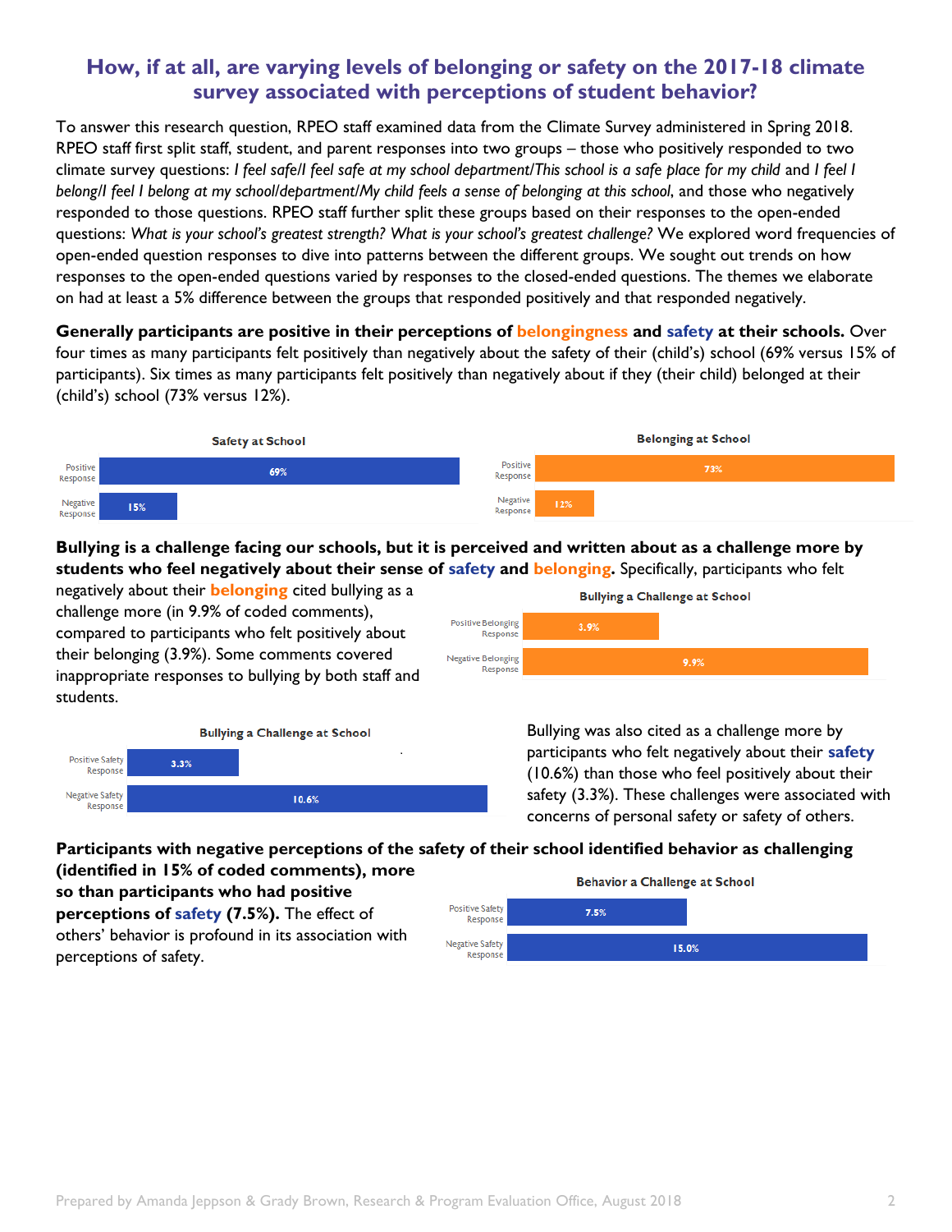## How, if at all, are varying levels of belonging or safety on the 2017-18 climate survey associated with perceptions of student behavior?

To answer this research question, RPEO staff examined data from the Climate Survey administered in Spring 2018. RPEO staff first split staff, student, and parent responses into two groups – those who positively responded to two climate survey questions: *I feel safe/I feel safe at my school department/This school is a safe place for my child* and *I feel I belong/I feel I belong at my school/department/My child feels a sense of belonging at this school*, and those who negatively responded to those questions. RPEO staff further split these groups based on their responses to the open-ended questions: *What is your school's greatest strength? What is your school's greatest challenge?* We explored word frequencies of open-ended question responses to dive into patterns between the different groups. We sought out trends on how responses to the open-ended questions varied by responses to the closed-ended questions. The themes we elaborate on had at least a 5% difference between the groups that responded positively and that responded negatively.

**Generally participants are positive in their perceptions of belongingness and safety at their schools.** Over four times as many participants felt positively than negatively about the safety of their (child's) school (69% versus 15% of participants). Six times as many participants felt positively than negatively about if they (their child) belonged at their (child's) school (73% versus 12%).

Safety at School
Positive Response 69%
Negative Response 15%

Belonging at School
Positive Response 73%
Negative Response 12%

**Bullying is a challenge facing our schools, but it is perceived and written about as a challenge more by students who feel negatively about their sense of safety and belonging.** Specifically, participants who felt negatively about their **belonging** cited bullying as a challenge more (in 9.9% of coded comments), compared to participants who felt positively about their belonging (3.9%). Some comments covered inappropriate responses to bullying by both staff and students.

Bullying a Challenge at School
Positive Belonging Response 3.9%
Negative Belonging Response 9.9%

Bullying a Challenge at School
Positive Safety Response 3.3%
Negative Safety Response 10.6%

Bullying was also cited as a challenge more by participants who felt negatively about their **safety** (10.6%) than those who feel positively about their safety (3.3%). These challenges were associated with concerns of personal safety or safety of others.

**Participants with negative perceptions of the safety of their school identified behavior as challenging (identified in 15% of coded comments), more so than participants who had positive perceptions of safety (7.5%).** The effect of others' behavior is profound in its association with perceptions of safety.

Behavior a Challenge at School
Positive Safety Response 7.5%
Negative Safety Response 15.0%

Prepared by Amanda Jeppson & Grady Brown, Research & Program Evaluation Office, August 2018